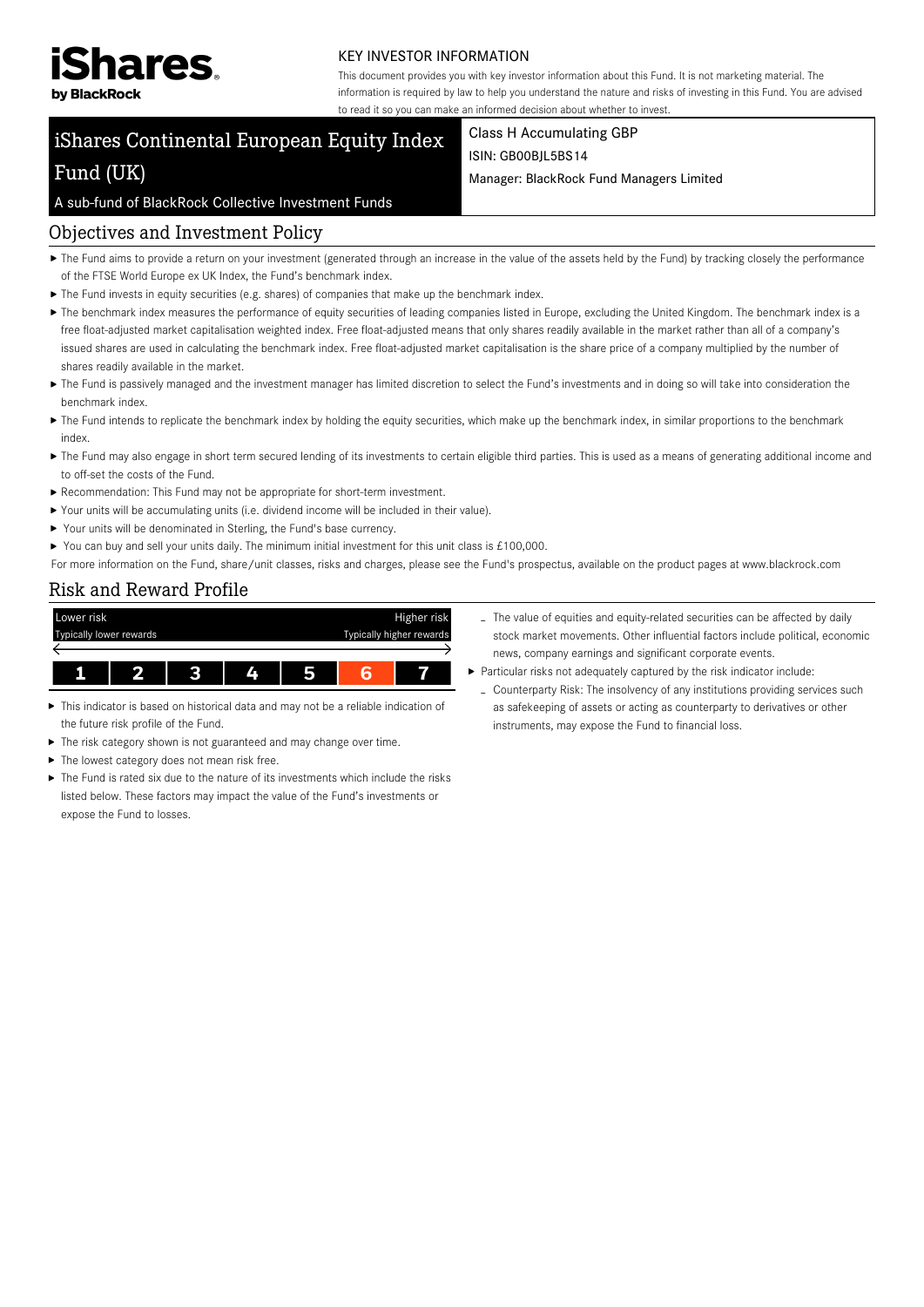iShares by BlackRock

KEY INVESTOR INFORMATION

This document provides you with key investor information about this Fund. It is not marketing material. The information is required by law to help you understand the nature and risks of investing in this Fund. You are advised to read it so you can make an informed decision about whether to invest.

# iShares Continental European Equity Index Fund (UK)

A sub-fund of BlackRock Collective Investment Funds

Class H Accumulating GBP

ISIN: GB00BJL5BS14

Manager: BlackRock Fund Managers Limited

## Objectives and Investment Policy

- The Fund aims to provide a return on your investment (generated through an increase in the value of the assets held by the Fund) by tracking closely the performance of the FTSE World Europe ex UK Index, the Fund's benchmark index.
- The Fund invests in equity securities (e.g. shares) of companies that make up the benchmark index.
- The benchmark index measures the performance of equity securities of leading companies listed in Europe, excluding the United Kingdom. The benchmark index is a free float-adjusted market capitalisation weighted index. Free float-adjusted means that only shares readily available in the market rather than all of a company's issued shares are used in calculating the benchmark index. Free float-adjusted market capitalisation is the share price of a company multiplied by the number of shares readily available in the market.
- The Fund is passively managed and the investment manager has limited discretion to select the Fund's investments and in doing so will take into consideration the benchmark index.
- The Fund intends to replicate the benchmark index by holding the equity securities, which make up the benchmark index, in similar proportions to the benchmark index.
- The Fund may also engage in short term secured lending of its investments to certain eligible third parties. This is used as a means of generating additional income and to off-set the costs of the Fund.
- Recommendation: This Fund may not be appropriate for short-term investment.
- Your units will be accumulating units (i.e. dividend income will be included in their value).
- Your units will be denominated in Sterling, the Fund's base currency.
- You can buy and sell your units daily. The minimum initial investment for this unit class is £100,000.

For more information on the Fund, share/unit classes, risks and charges, please see the Fund's prospectus, available on the product pages at www.blackrock.com

## Risk and Reward Profile

| Lower risk | | | | | | Higher risk |
|---|---|---|---|---|---|---|
| Typically lower rewards | | | | | | Typically higher rewards |
| 1 | 2 | 3 | 4 | 5 | **6** | 7 |

- This indicator is based on historical data and may not be a reliable indication of the future risk profile of the Fund.
- The risk category shown is not guaranteed and may change over time.
- The lowest category does not mean risk free.
- The Fund is rated six due to the nature of its investments which include the risks listed below. These factors may impact the value of the Fund's investments or expose the Fund to losses.
  - The value of equities and equity-related securities can be affected by daily stock market movements. Other influential factors include political, economic news, company earnings and significant corporate events.
- Particular risks not adequately captured by the risk indicator include:
  - Counterparty Risk: The insolvency of any institutions providing services such as safekeeping of assets or acting as counterparty to derivatives or other instruments, may expose the Fund to financial loss.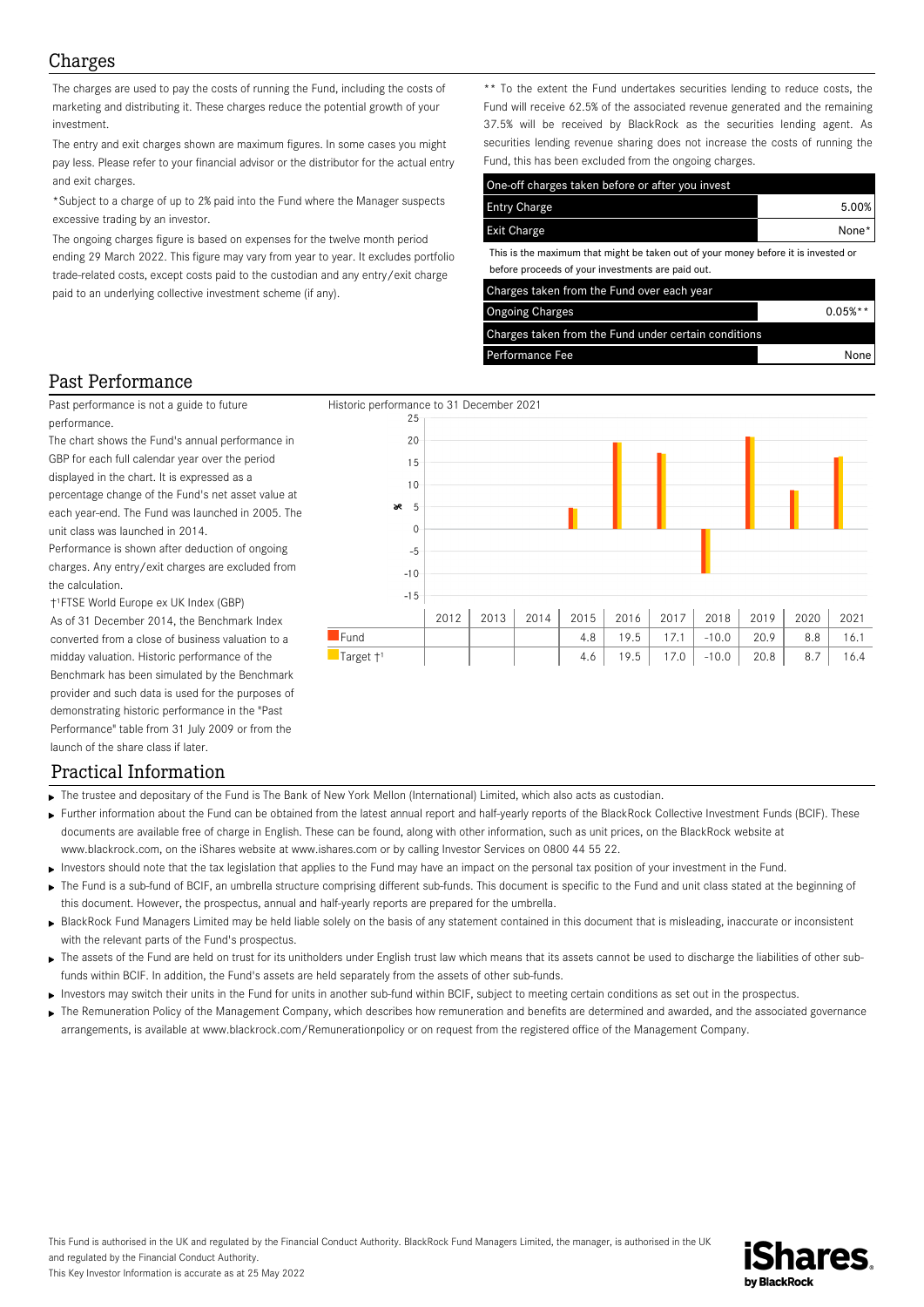## Charges

The charges are used to pay the costs of running the Fund, including the costs of marketing and distributing it. These charges reduce the potential growth of your investment.

The entry and exit charges shown are maximum figures. In some cases you might pay less. Please refer to your financial advisor or the distributor for the actual entry and exit charges.

*Subject to a charge of up to 2% paid into the Fund where the Manager suspects excessive trading by an investor.

The ongoing charges figure is based on expenses for the twelve month period ending 29 March 2022. This figure may vary from year to year. It excludes portfolio trade-related costs, except costs paid to the custodian and any entry/exit charge paid to an underlying collective investment scheme (if any).

** To the extent the Fund undertakes securities lending to reduce costs, the Fund will receive 62.5% of the associated revenue generated and the remaining 37.5% will be received by BlackRock as the securities lending agent. As securities lending revenue sharing does not increase the costs of running the Fund, this has been excluded from the ongoing charges.

| One-off charges taken before or after you invest | |
|---|---|
| Entry Charge | 5.00% |
| Exit Charge | None* |
| This is the maximum that might be taken out of your money before it is invested or before proceeds of your investments are paid out. | |
| **Charges taken from the Fund over each year** | |
| Ongoing Charges | 0.05%** |
| **Charges taken from the Fund under certain conditions** | |
| Performance Fee | None |

## Past Performance

Past performance is not a guide to future performance.

The chart shows the Fund's annual performance in GBP for each full calendar year over the period displayed in the chart. It is expressed as a percentage change of the Fund's net asset value at each year-end. The Fund was launched in 2005. The unit class was launched in 2014.

Performance is shown after deduction of ongoing charges. Any entry/exit charges are excluded from the calculation.

†[1]FTSE World Europe ex UK Index (GBP)

As of 31 December 2014, the Benchmark Index converted from a close of business valuation to a midday valuation. Historic performance of the Benchmark has been simulated by the Benchmark provider and such data is used for the purposes of demonstrating historic performance in the "Past Performance" table from 31 July 2009 or from the launch of the share class if later.

Historic performance to 31 December 2021

%

25
20
15
10
5
0
-5
-10
-15

| | 2012 | 2013 | 2014 | 2015 | 2016 | 2017 | 2018 | 2019 | 2020 | 2021 |
|---|---|---|---|---|---|---|---|---|---|---|
| Fund | | | | 4.8 | 19.5 | 17.1 | -10.0 | 20.9 | 8.8 | 16.1 |
| Target †[1] | | | | 4.6 | 19.5 | 17.0 | -10.0 | 20.8 | 8.7 | 16.4 |

## Practical Information

- The trustee and depositary of the Fund is The Bank of New York Mellon (International) Limited, which also acts as custodian.
- Further information about the Fund can be obtained from the latest annual report and half-yearly reports of the BlackRock Collective Investment Funds (BCIF). These documents are available free of charge in English. These can be found, along with other information, such as unit prices, on the BlackRock website at www.blackrock.com, on the iShares website at www.ishares.com or by calling Investor Services on 0800 44 55 22.
- Investors should note that the tax legislation that applies to the Fund may have an impact on the personal tax position of your investment in the Fund.
- The Fund is a sub-fund of BCIF, an umbrella structure comprising different sub-funds. This document is specific to the Fund and unit class stated at the beginning of this document. However, the prospectus, annual and half-yearly reports are prepared for the umbrella.
- BlackRock Fund Managers Limited may be held liable solely on the basis of any statement contained in this document that is misleading, inaccurate or inconsistent with the relevant parts of the Fund's prospectus.
- The assets of the Fund are held on trust for its unitholders under English trust law which means that its assets cannot be used to discharge the liabilities of other sub-funds within BCIF. In addition, the Fund's assets are held separately from the assets of other sub-funds.
- Investors may switch their units in the Fund for units in another sub-fund within BCIF, subject to meeting certain conditions as set out in the prospectus.
- The Remuneration Policy of the Management Company, which describes how remuneration and benefits are determined and awarded, and the associated governance arrangements, is available at www.blackrock.com/Remunerationpolicy or on request from the registered office of the Management Company.

This Fund is authorised in the UK and regulated by the Financial Conduct Authority. BlackRock Fund Managers Limited, the manager, is authorised in the UK and regulated by the Financial Conduct Authority.

This Key Investor Information is accurate as at 25 May 2022

iShares by BlackRock